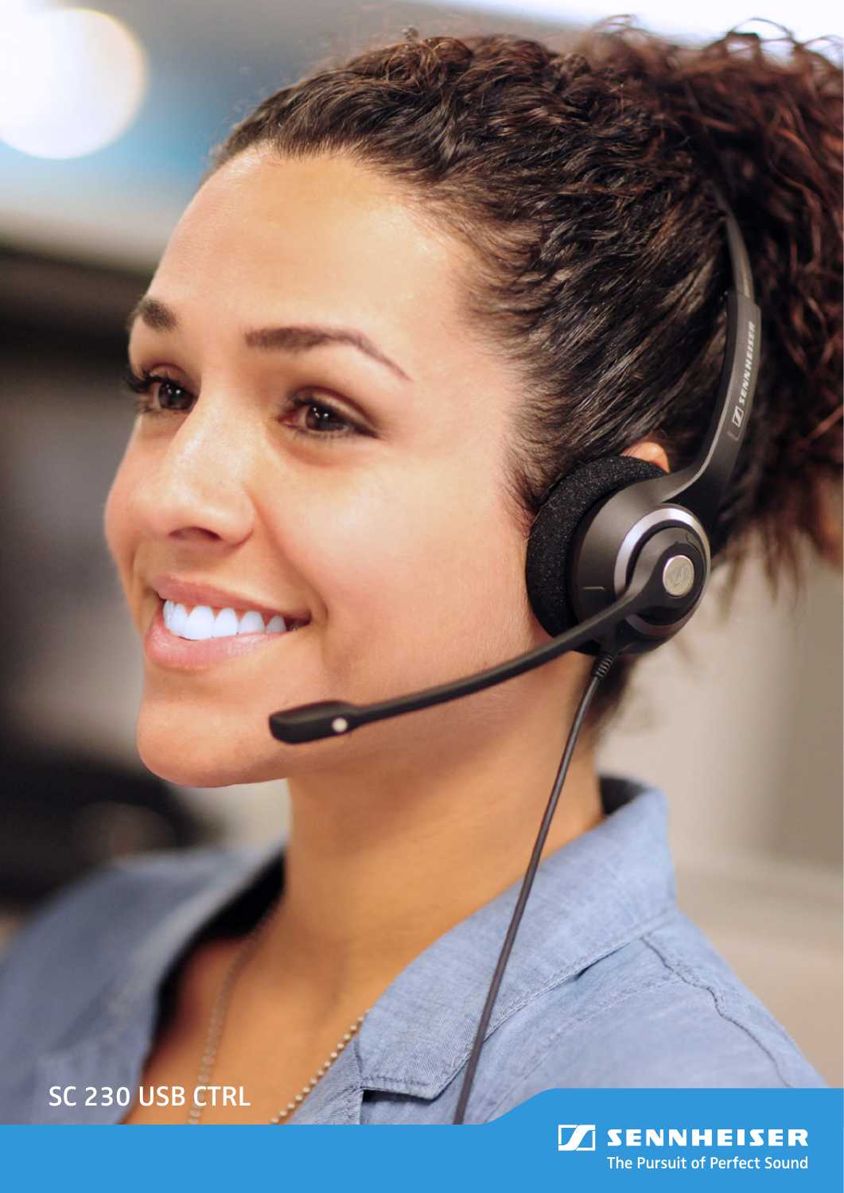# SC 230 USB CTRL

SENNHEISER

The Pursuit of Perfect Sound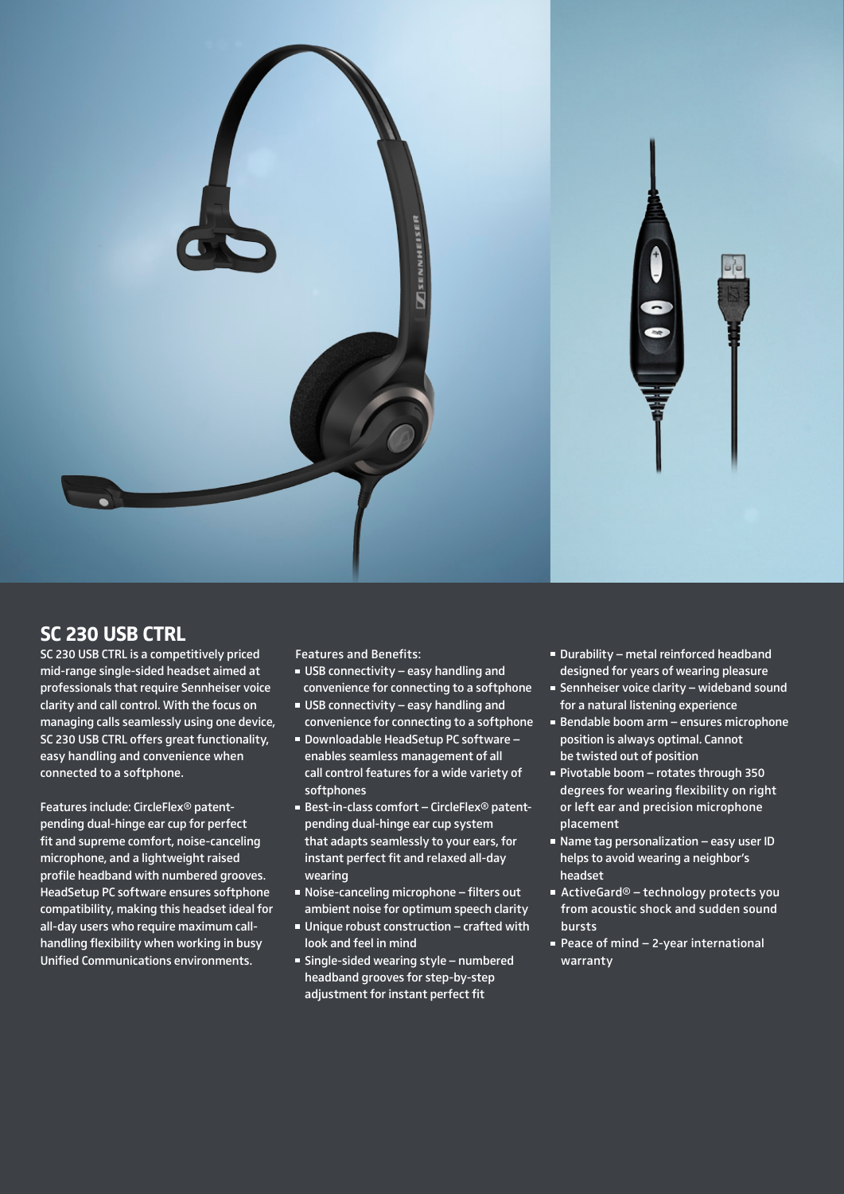## SC 230 USB CTRL

SC 230 USB CTRL is a competitively priced mid-range single-sided headset aimed at professionals that require Sennheiser voice clarity and call control. With the focus on managing calls seamlessly using one device, SC 230 USB CTRL offers great functionality, easy handling and convenience when connected to a softphone.

Features include: CircleFlex® patent-pending dual-hinge ear cup for perfect fit and supreme comfort, noise-canceling microphone, and a lightweight raised profile headband with numbered grooves. HeadSetup PC software ensures softphone compatibility, making this headset ideal for all-day users who require maximum call-handling flexibility when working in busy Unified Communications environments.

Features and Benefits:

- USB connectivity – easy handling and convenience for connecting to a softphone
- USB connectivity – easy handling and convenience for connecting to a softphone
- Downloadable HeadSetup PC software – enables seamless management of all call control features for a wide variety of softphones
- Best-in-class comfort – CircleFlex® patent-pending dual-hinge ear cup system that adapts seamlessly to your ears, for instant perfect fit and relaxed all-day wearing
- Noise-canceling microphone – filters out ambient noise for optimum speech clarity
- Unique robust construction – crafted with look and feel in mind
- Single-sided wearing style – numbered headband grooves for step-by-step adjustment for instant perfect fit
- Durability – metal reinforced headband designed for years of wearing pleasure
- Sennheiser voice clarity – wideband sound for a natural listening experience
- Bendable boom arm – ensures microphone position is always optimal. Cannot be twisted out of position
- Pivotable boom – rotates through 350 degrees for wearing flexibility on right or left ear and precision microphone placement
- Name tag personalization – easy user ID helps to avoid wearing a neighbor's headset
- ActiveGard® – technology protects you from acoustic shock and sudden sound bursts
- Peace of mind – 2-year international warranty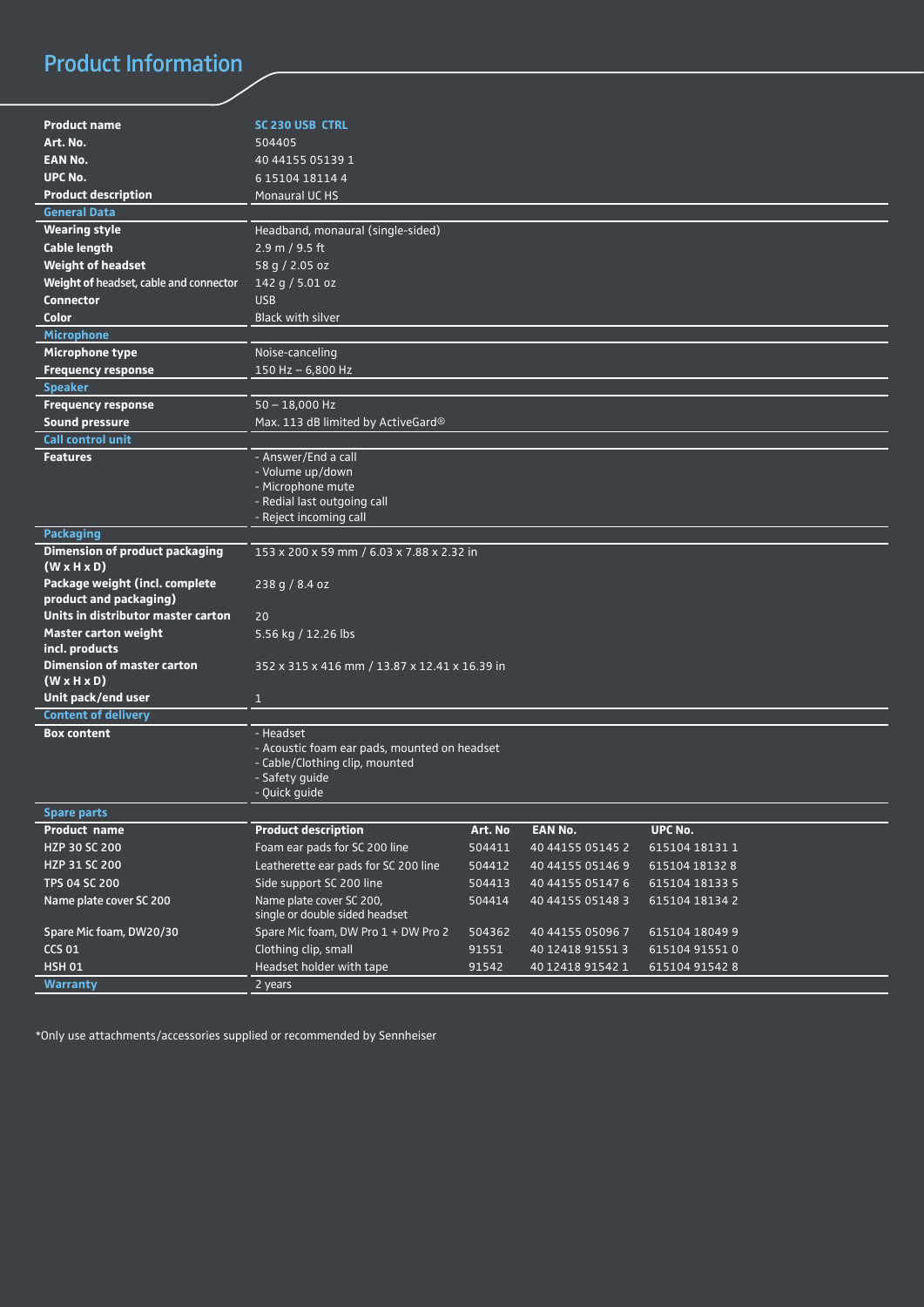# Product Information

| | |
|---|---|
| **Product name** | **SC 230 USB CTRL** |
| **Art. No.** | 504405 |
| **EAN No.** | 40 44155 05139 1 |
| **UPC No.** | 6 15104 18114 4 |
| **Product description** | Monaural UC HS |
| **General Data** | |
| **Wearing style** | Headband, monaural (single-sided) |
| **Cable length** | 2.9 m / 9.5 ft |
| **Weight of headset** | 58 g / 2.05 oz |
| **Weight of headset, cable and connector** | 142 g / 5.01 oz |
| **Connector** | USB |
| **Color** | Black with silver |
| **Microphone** | |
| **Microphone type** | Noise-canceling |
| **Frequency response** | 150 Hz – 6,800 Hz |
| **Speaker** | |
| **Frequency response** | 50 – 18,000 Hz |
| **Sound pressure** | Max. 113 dB limited by ActiveGard® |
| **Call control unit** | |
| **Features** | - Answer/End a call<br>- Volume up/down<br>- Microphone mute<br>- Redial last outgoing call<br>- Reject incoming call |
| **Packaging** | |
| **Dimension of product packaging (W x H x D)** | 153 x 200 x 59 mm / 6.03 x 7.88 x 2.32 in |
| **Package weight (incl. complete product and packaging)** | 238 g / 8.4 oz |
| **Units in distributor master carton** | 20 |
| **Master carton weight incl. products** | 5.56 kg / 12.26 lbs |
| **Dimension of master carton (W x H x D)** | 352 x 315 x 416 mm / 13.87 x 12.41 x 16.39 in |
| **Unit pack/end user** | 1 |
| **Content of delivery** | |
| **Box content** | - Headset<br>- Acoustic foam ear pads, mounted on headset<br>- Cable/Clothing clip, mounted<br>- Safety guide<br>- Quick guide |

**Spare parts**

| Product name | Product description | Art. No | EAN No. | UPC No. |
|---|---|---|---|---|
| HZP 30 SC 200 | Foam ear pads for SC 200 line | 504411 | 40 44155 05145 2 | 615104 18131 1 |
| HZP 31 SC 200 | Leatherette ear pads for SC 200 line | 504412 | 40 44155 05146 9 | 615104 18132 8 |
| TPS 04 SC 200 | Side support SC 200 line | 504413 | 40 44155 05147 6 | 615104 18133 5 |
| Name plate cover SC 200 | Name plate cover SC 200, single or double sided headset | 504414 | 40 44155 05148 3 | 615104 18134 2 |
| Spare Mic foam, DW20/30 | Spare Mic foam, DW Pro 1 + DW Pro 2 | 504362 | 40 44155 05096 7 | 615104 18049 9 |
| CCS 01 | Clothing clip, small | 91551 | 40 12418 91551 3 | 615104 91551 0 |
| HSH 01 | Headset holder with tape | 91542 | 40 12418 91542 1 | 615104 91542 8 |

| | |
|---|---|
| **Warranty** | 2 years |

*Only use attachments/accessories supplied or recommended by Sennheiser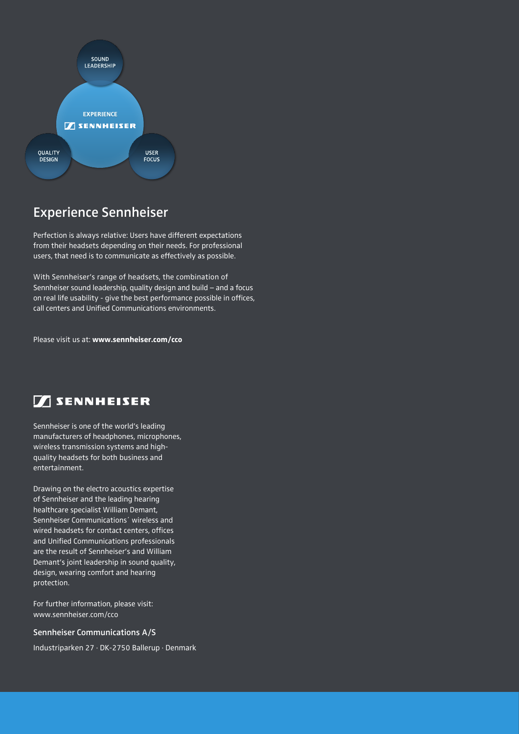SOUND LEADERSHIP

EXPERIENCE SENNHEISER

QUALITY DESIGN

USER FOCUS

## Experience Sennheiser

Perfection is always relative: Users have different expectations from their headsets depending on their needs. For professional users, that need is to communicate as effectively as possible.

With Sennheiser's range of headsets, the combination of Sennheiser sound leadership, quality design and build – and a focus on real life usability - give the best performance possible in offices, call centers and Unified Communications environments.

Please visit us at: **www.sennheiser.com/cco**

## SENNHEISER

Sennheiser is one of the world's leading manufacturers of headphones, microphones, wireless transmission systems and high-quality headsets for both business and entertainment.

Drawing on the electro acoustics expertise of Sennheiser and the leading hearing healthcare specialist William Demant, Sennheiser Communications´ wireless and wired headsets for contact centers, offices and Unified Communications professionals are the result of Sennheiser's and William Demant's joint leadership in sound quality, design, wearing comfort and hearing protection.

For further information, please visit: www.sennheiser.com/cco

**Sennheiser Communications A/S**

Industriparken 27 · DK-2750 Ballerup · Denmark